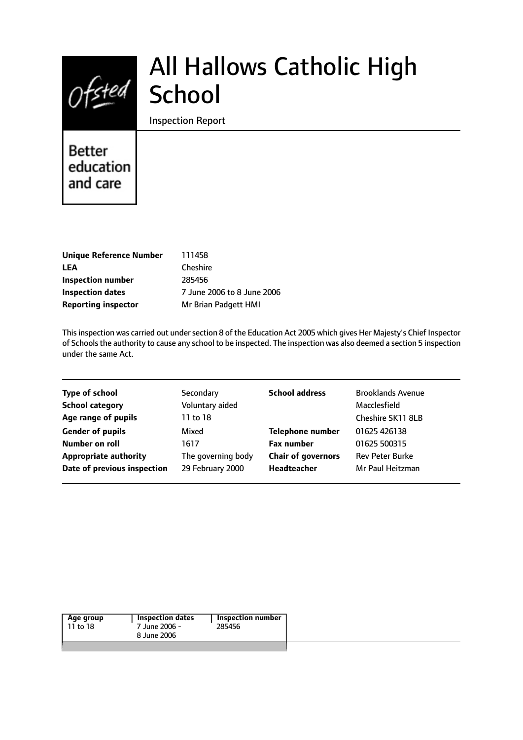# All Hallows Catholic High School

Inspection Report

Better education and care

| | |
|---|---|
| **Unique Reference Number** | 111458 |
| **LEA** | Cheshire |
| **Inspection number** | 285456 |
| **Inspection dates** | 7 June 2006 to 8 June 2006 |
| **Reporting inspector** | Mr Brian Padgett HMI |

This inspection was carried out under section 8 of the Education Act 2005 which gives Her Majesty's Chief Inspector of Schools the authority to cause any school to be inspected. The inspection was also deemed a section 5 inspection under the same Act.

| | | | |
|---|---|---|---|
| **Type of school** | Secondary | **School address** | Brooklands Avenue |
| **School category** | Voluntary aided | | Macclesfield |
| **Age range of pupils** | 11 to 18 | | Cheshire SK11 8LB |
| **Gender of pupils** | Mixed | **Telephone number** | 01625 426138 |
| **Number on roll** | 1617 | **Fax number** | 01625 500315 |
| **Appropriate authority** | The governing body | **Chair of governors** | Rev Peter Burke |
| **Date of previous inspection** | 29 February 2000 | **Headteacher** | Mr Paul Heitzman |

| Age group | Inspection dates | Inspection number |
|---|---|---|
| 11 to 18 | 7 June 2006 - 8 June 2006 | 285456 |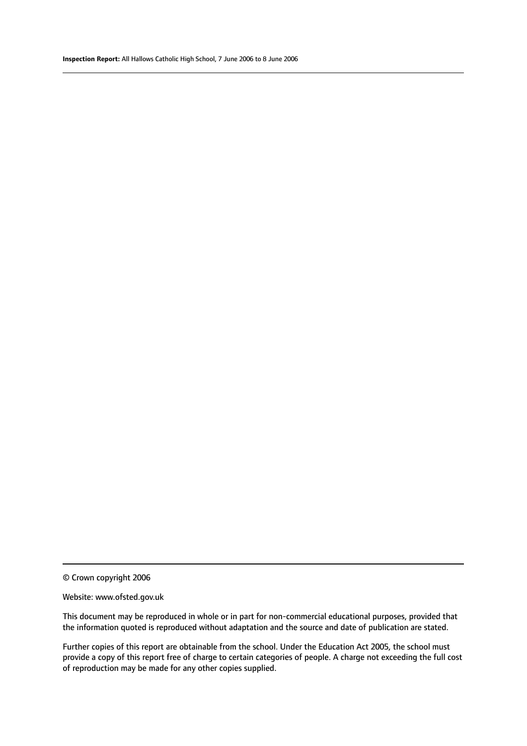© Crown copyright 2006

Website: www.ofsted.gov.uk

This document may be reproduced in whole or in part for non-commercial educational purposes, provided that the information quoted is reproduced without adaptation and the source and date of publication are stated.

Further copies of this report are obtainable from the school. Under the Education Act 2005, the school must provide a copy of this report free of charge to certain categories of people. A charge not exceeding the full cost of reproduction may be made for any other copies supplied.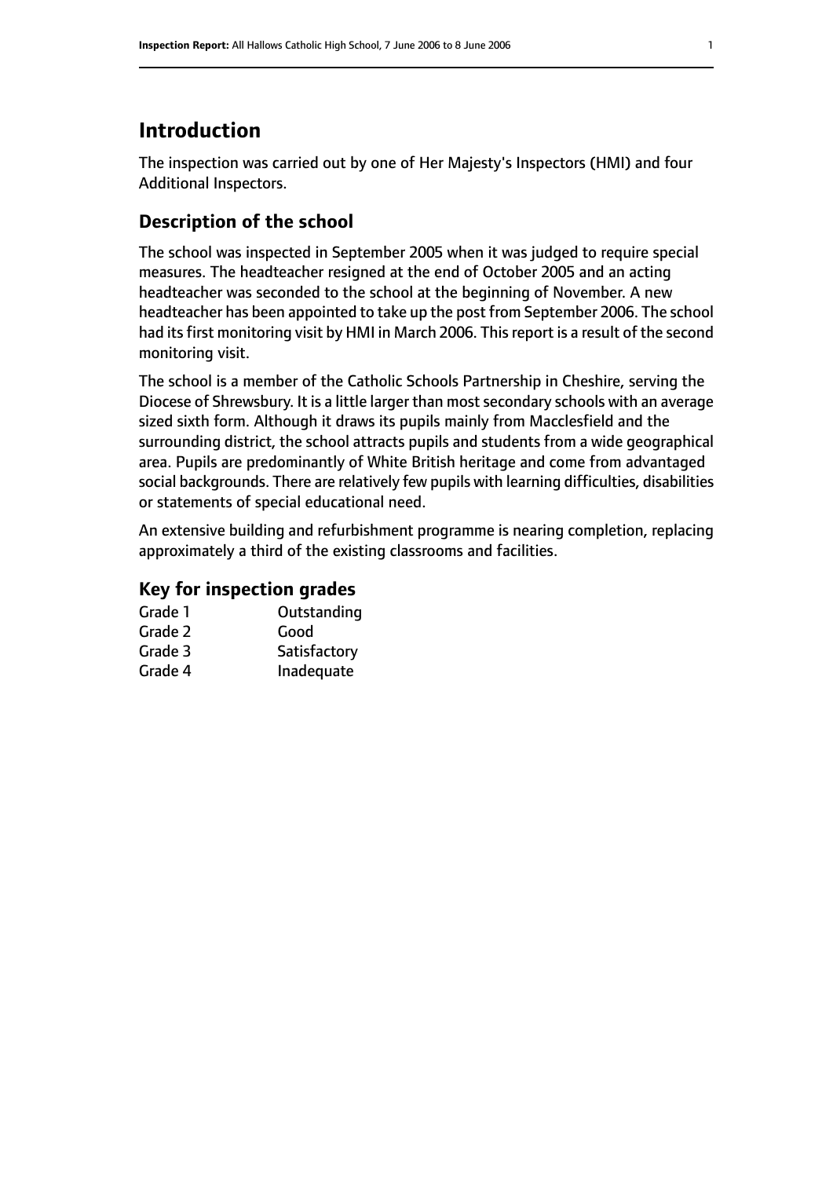# Introduction

The inspection was carried out by one of Her Majesty's Inspectors (HMI) and four Additional Inspectors.

## Description of the school

The school was inspected in September 2005 when it was judged to require special measures. The headteacher resigned at the end of October 2005 and an acting headteacher was seconded to the school at the beginning of November. A new headteacher has been appointed to take up the post from September 2006. The school had its first monitoring visit by HMI in March 2006. This report is a result of the second monitoring visit.

The school is a member of the Catholic Schools Partnership in Cheshire, serving the Diocese of Shrewsbury. It is a little larger than most secondary schools with an average sized sixth form. Although it draws its pupils mainly from Macclesfield and the surrounding district, the school attracts pupils and students from a wide geographical area. Pupils are predominantly of White British heritage and come from advantaged social backgrounds. There are relatively few pupils with learning difficulties, disabilities or statements of special educational need.

An extensive building and refurbishment programme is nearing completion, replacing approximately a third of the existing classrooms and facilities.

### Key for inspection grades

| | |
|---|---|
| Grade 1 | Outstanding |
| Grade 2 | Good |
| Grade 3 | Satisfactory |
| Grade 4 | Inadequate |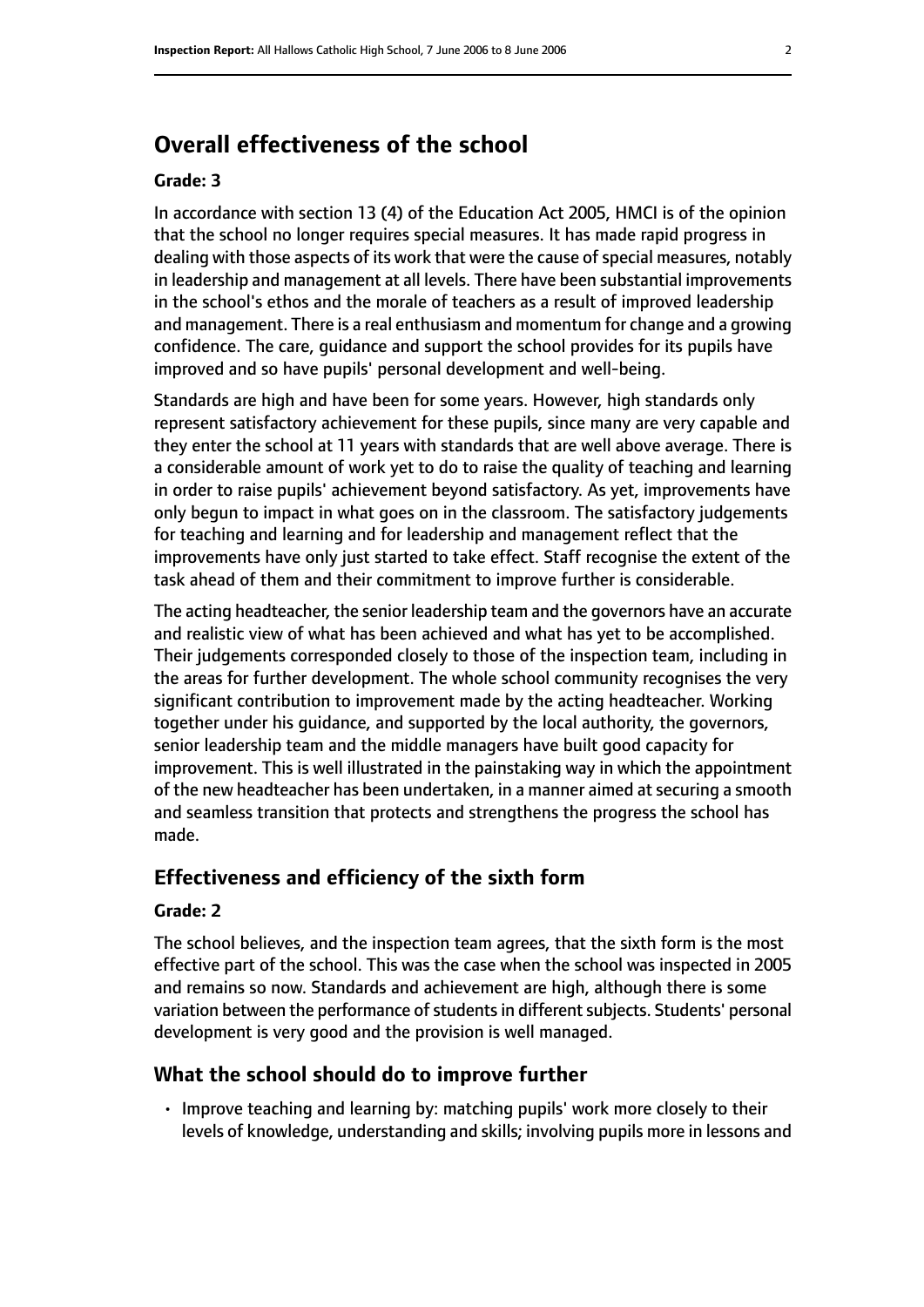## Overall effectiveness of the school

### Grade: 3

In accordance with section 13 (4) of the Education Act 2005, HMCI is of the opinion that the school no longer requires special measures. It has made rapid progress in dealing with those aspects of its work that were the cause of special measures, notably in leadership and management at all levels. There have been substantial improvements in the school's ethos and the morale of teachers as a result of improved leadership and management. There is a real enthusiasm and momentum for change and a growing confidence. The care, guidance and support the school provides for its pupils have improved and so have pupils' personal development and well-being.

Standards are high and have been for some years. However, high standards only represent satisfactory achievement for these pupils, since many are very capable and they enter the school at 11 years with standards that are well above average. There is a considerable amount of work yet to do to raise the quality of teaching and learning in order to raise pupils' achievement beyond satisfactory. As yet, improvements have only begun to impact in what goes on in the classroom. The satisfactory judgements for teaching and learning and for leadership and management reflect that the improvements have only just started to take effect. Staff recognise the extent of the task ahead of them and their commitment to improve further is considerable.

The acting headteacher, the senior leadership team and the governors have an accurate and realistic view of what has been achieved and what has yet to be accomplished. Their judgements corresponded closely to those of the inspection team, including in the areas for further development. The whole school community recognises the very significant contribution to improvement made by the acting headteacher. Working together under his guidance, and supported by the local authority, the governors, senior leadership team and the middle managers have built good capacity for improvement. This is well illustrated in the painstaking way in which the appointment of the new headteacher has been undertaken, in a manner aimed at securing a smooth and seamless transition that protects and strengthens the progress the school has made.

### Effectiveness and efficiency of the sixth form

### Grade: 2

The school believes, and the inspection team agrees, that the sixth form is the most effective part of the school. This was the case when the school was inspected in 2005 and remains so now. Standards and achievement are high, although there is some variation between the performance of students in different subjects. Students' personal development is very good and the provision is well managed.

### What the school should do to improve further

- Improve teaching and learning by: matching pupils' work more closely to their levels of knowledge, understanding and skills; involving pupils more in lessons and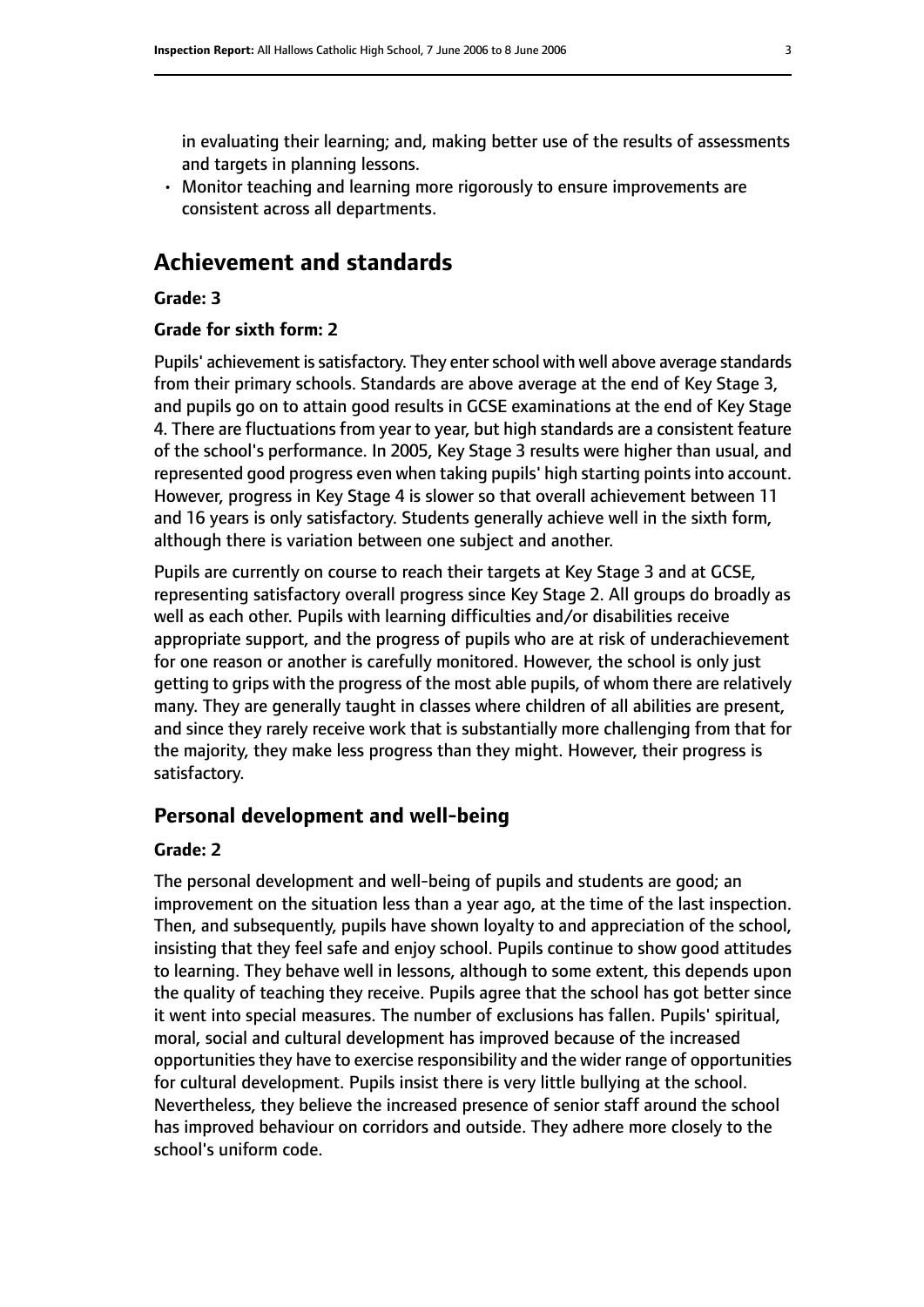in evaluating their learning; and, making better use of the results of assessments and targets in planning lessons.

- Monitor teaching and learning more rigorously to ensure improvements are consistent across all departments.

## Achievement and standards

**Grade: 3**

**Grade for sixth form: 2**

Pupils' achievement is satisfactory. They enter school with well above average standards from their primary schools. Standards are above average at the end of Key Stage 3, and pupils go on to attain good results in GCSE examinations at the end of Key Stage 4. There are fluctuations from year to year, but high standards are a consistent feature of the school's performance. In 2005, Key Stage 3 results were higher than usual, and represented good progress even when taking pupils' high starting points into account. However, progress in Key Stage 4 is slower so that overall achievement between 11 and 16 years is only satisfactory. Students generally achieve well in the sixth form, although there is variation between one subject and another.

Pupils are currently on course to reach their targets at Key Stage 3 and at GCSE, representing satisfactory overall progress since Key Stage 2. All groups do broadly as well as each other. Pupils with learning difficulties and/or disabilities receive appropriate support, and the progress of pupils who are at risk of underachievement for one reason or another is carefully monitored. However, the school is only just getting to grips with the progress of the most able pupils, of whom there are relatively many. They are generally taught in classes where children of all abilities are present, and since they rarely receive work that is substantially more challenging from that for the majority, they make less progress than they might. However, their progress is satisfactory.

### Personal development and well-being

**Grade: 2**

The personal development and well-being of pupils and students are good; an improvement on the situation less than a year ago, at the time of the last inspection. Then, and subsequently, pupils have shown loyalty to and appreciation of the school, insisting that they feel safe and enjoy school. Pupils continue to show good attitudes to learning. They behave well in lessons, although to some extent, this depends upon the quality of teaching they receive. Pupils agree that the school has got better since it went into special measures. The number of exclusions has fallen. Pupils' spiritual, moral, social and cultural development has improved because of the increased opportunities they have to exercise responsibility and the wider range of opportunities for cultural development. Pupils insist there is very little bullying at the school. Nevertheless, they believe the increased presence of senior staff around the school has improved behaviour on corridors and outside. They adhere more closely to the school's uniform code.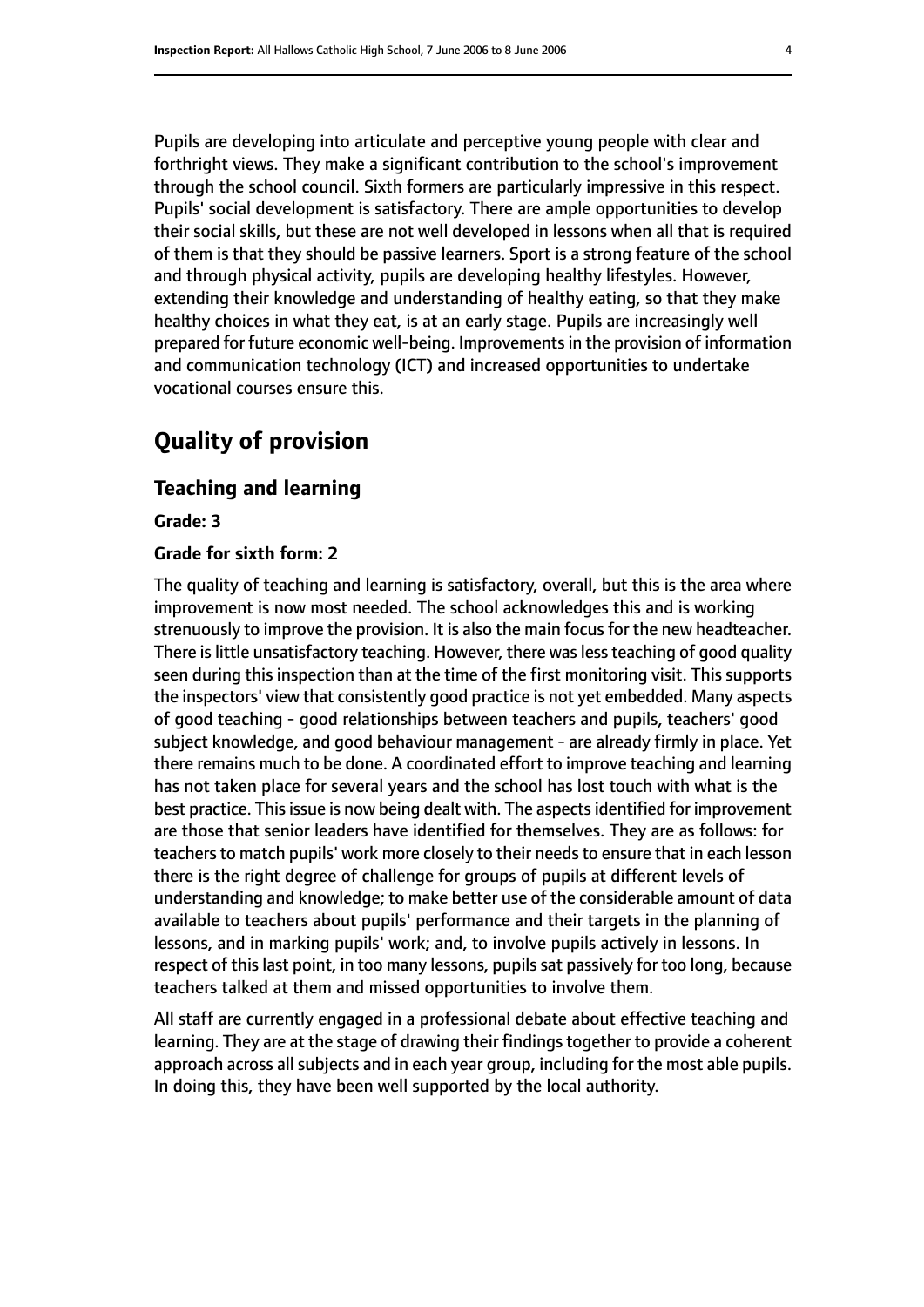Pupils are developing into articulate and perceptive young people with clear and forthright views. They make a significant contribution to the school's improvement through the school council. Sixth formers are particularly impressive in this respect. Pupils' social development is satisfactory. There are ample opportunities to develop their social skills, but these are not well developed in lessons when all that is required of them is that they should be passive learners. Sport is a strong feature of the school and through physical activity, pupils are developing healthy lifestyles. However, extending their knowledge and understanding of healthy eating, so that they make healthy choices in what they eat, is at an early stage. Pupils are increasingly well prepared for future economic well-being. Improvements in the provision of information and communication technology (ICT) and increased opportunities to undertake vocational courses ensure this.

# Quality of provision

## Teaching and learning

**Grade: 3**

**Grade for sixth form: 2**

The quality of teaching and learning is satisfactory, overall, but this is the area where improvement is now most needed. The school acknowledges this and is working strenuously to improve the provision. It is also the main focus for the new headteacher. There is little unsatisfactory teaching. However, there was less teaching of good quality seen during this inspection than at the time of the first monitoring visit. This supports the inspectors' view that consistently good practice is not yet embedded. Many aspects of good teaching - good relationships between teachers and pupils, teachers' good subject knowledge, and good behaviour management - are already firmly in place. Yet there remains much to be done. A coordinated effort to improve teaching and learning has not taken place for several years and the school has lost touch with what is the best practice. This issue is now being dealt with. The aspects identified for improvement are those that senior leaders have identified for themselves. They are as follows: for teachers to match pupils' work more closely to their needs to ensure that in each lesson there is the right degree of challenge for groups of pupils at different levels of understanding and knowledge; to make better use of the considerable amount of data available to teachers about pupils' performance and their targets in the planning of lessons, and in marking pupils' work; and, to involve pupils actively in lessons. In respect of this last point, in too many lessons, pupils sat passively for too long, because teachers talked at them and missed opportunities to involve them.

All staff are currently engaged in a professional debate about effective teaching and learning. They are at the stage of drawing their findings together to provide a coherent approach across all subjects and in each year group, including for the most able pupils. In doing this, they have been well supported by the local authority.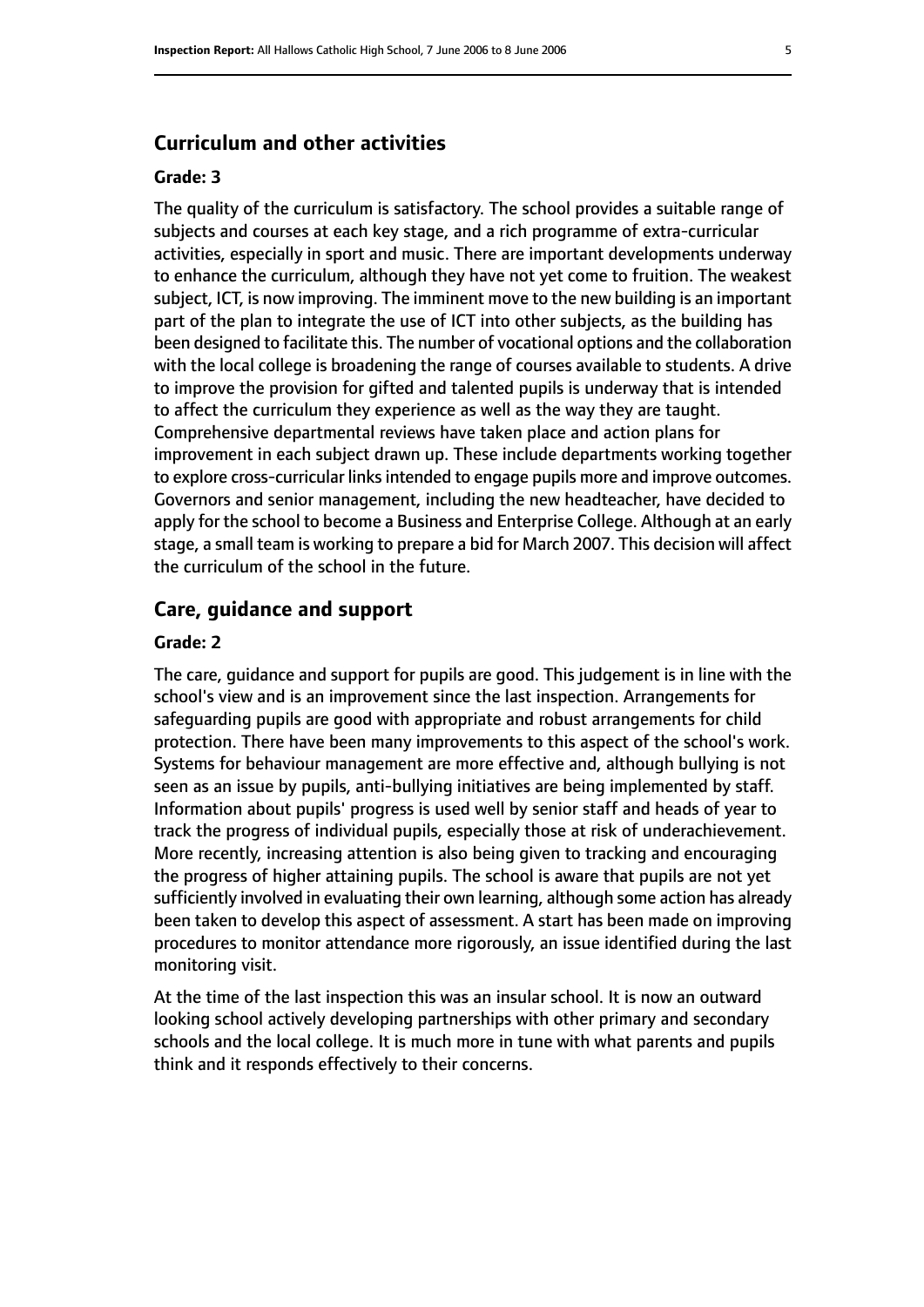## Curriculum and other activities

#### Grade: 3

The quality of the curriculum is satisfactory. The school provides a suitable range of subjects and courses at each key stage, and a rich programme of extra-curricular activities, especially in sport and music. There are important developments underway to enhance the curriculum, although they have not yet come to fruition. The weakest subject, ICT, is now improving. The imminent move to the new building is an important part of the plan to integrate the use of ICT into other subjects, as the building has been designed to facilitate this. The number of vocational options and the collaboration with the local college is broadening the range of courses available to students. A drive to improve the provision for gifted and talented pupils is underway that is intended to affect the curriculum they experience as well as the way they are taught. Comprehensive departmental reviews have taken place and action plans for improvement in each subject drawn up. These include departments working together to explore cross-curricular links intended to engage pupils more and improve outcomes. Governors and senior management, including the new headteacher, have decided to apply for the school to become a Business and Enterprise College. Although at an early stage, a small team is working to prepare a bid for March 2007. This decision will affect the curriculum of the school in the future.

## Care, guidance and support

#### Grade: 2

The care, guidance and support for pupils are good. This judgement is in line with the school's view and is an improvement since the last inspection. Arrangements for safeguarding pupils are good with appropriate and robust arrangements for child protection. There have been many improvements to this aspect of the school's work. Systems for behaviour management are more effective and, although bullying is not seen as an issue by pupils, anti-bullying initiatives are being implemented by staff. Information about pupils' progress is used well by senior staff and heads of year to track the progress of individual pupils, especially those at risk of underachievement. More recently, increasing attention is also being given to tracking and encouraging the progress of higher attaining pupils. The school is aware that pupils are not yet sufficiently involved in evaluating their own learning, although some action has already been taken to develop this aspect of assessment. A start has been made on improving procedures to monitor attendance more rigorously, an issue identified during the last monitoring visit.

At the time of the last inspection this was an insular school. It is now an outward looking school actively developing partnerships with other primary and secondary schools and the local college. It is much more in tune with what parents and pupils think and it responds effectively to their concerns.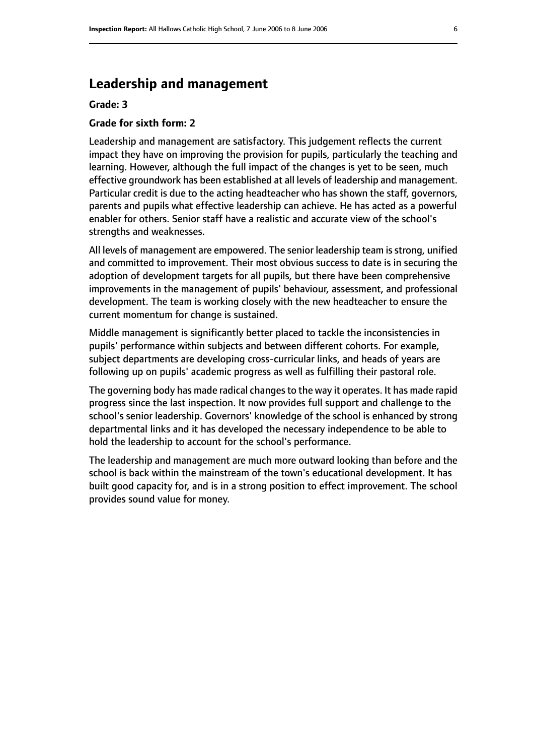## Leadership and management

**Grade: 3**

**Grade for sixth form: 2**

Leadership and management are satisfactory. This judgement reflects the current impact they have on improving the provision for pupils, particularly the teaching and learning. However, although the full impact of the changes is yet to be seen, much effective groundwork has been established at all levels of leadership and management. Particular credit is due to the acting headteacher who has shown the staff, governors, parents and pupils what effective leadership can achieve. He has acted as a powerful enabler for others. Senior staff have a realistic and accurate view of the school's strengths and weaknesses.

All levels of management are empowered. The senior leadership team is strong, unified and committed to improvement. Their most obvious success to date is in securing the adoption of development targets for all pupils, but there have been comprehensive improvements in the management of pupils' behaviour, assessment, and professional development. The team is working closely with the new headteacher to ensure the current momentum for change is sustained.

Middle management is significantly better placed to tackle the inconsistencies in pupils' performance within subjects and between different cohorts. For example, subject departments are developing cross-curricular links, and heads of years are following up on pupils' academic progress as well as fulfilling their pastoral role.

The governing body has made radical changes to the way it operates. It has made rapid progress since the last inspection. It now provides full support and challenge to the school's senior leadership. Governors' knowledge of the school is enhanced by strong departmental links and it has developed the necessary independence to be able to hold the leadership to account for the school's performance.

The leadership and management are much more outward looking than before and the school is back within the mainstream of the town's educational development. It has built good capacity for, and is in a strong position to effect improvement. The school provides sound value for money.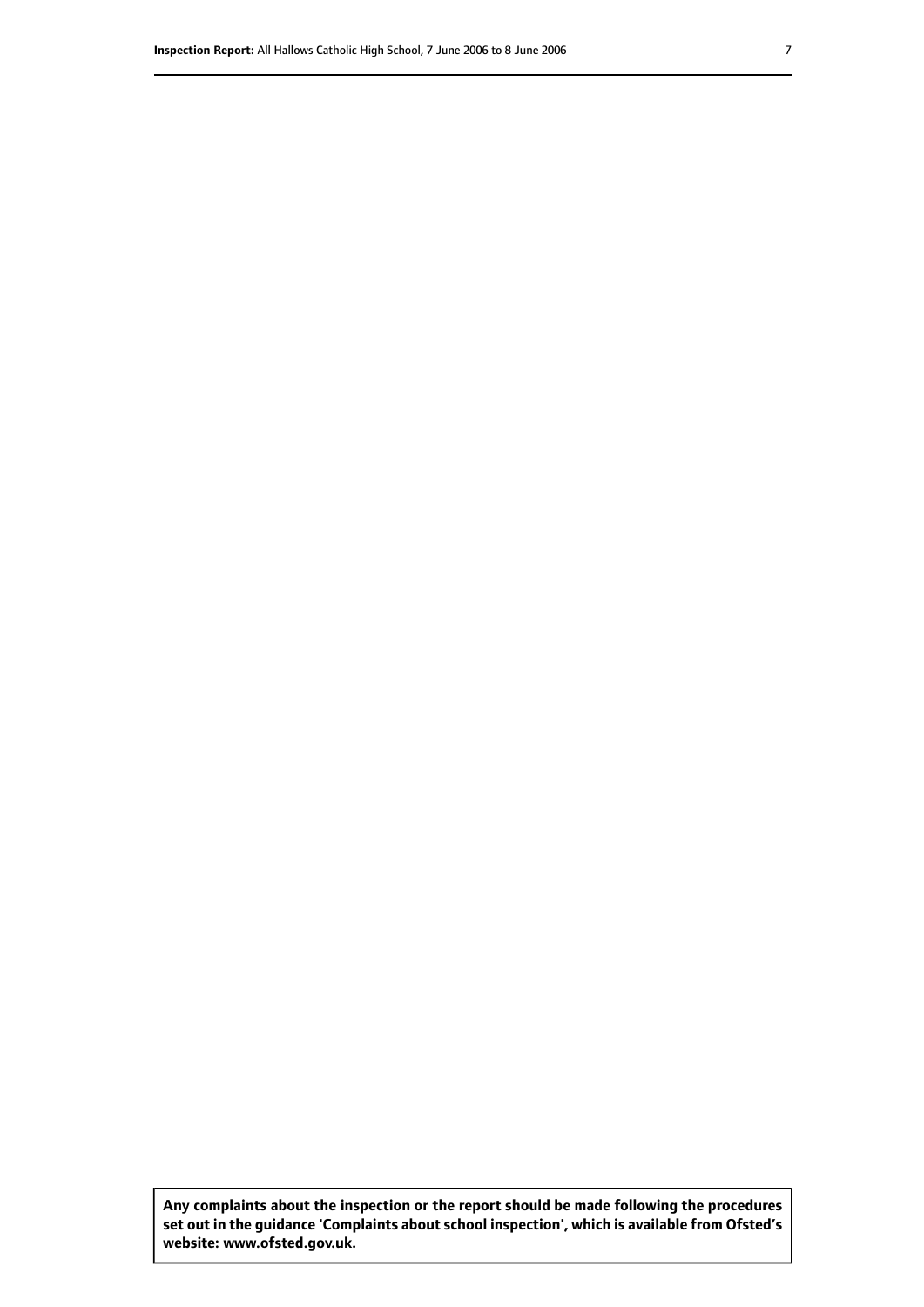**Any complaints about the inspection or the report should be made following the procedures set out in the guidance 'Complaints about school inspection', which is available from Ofsted's website: www.ofsted.gov.uk.**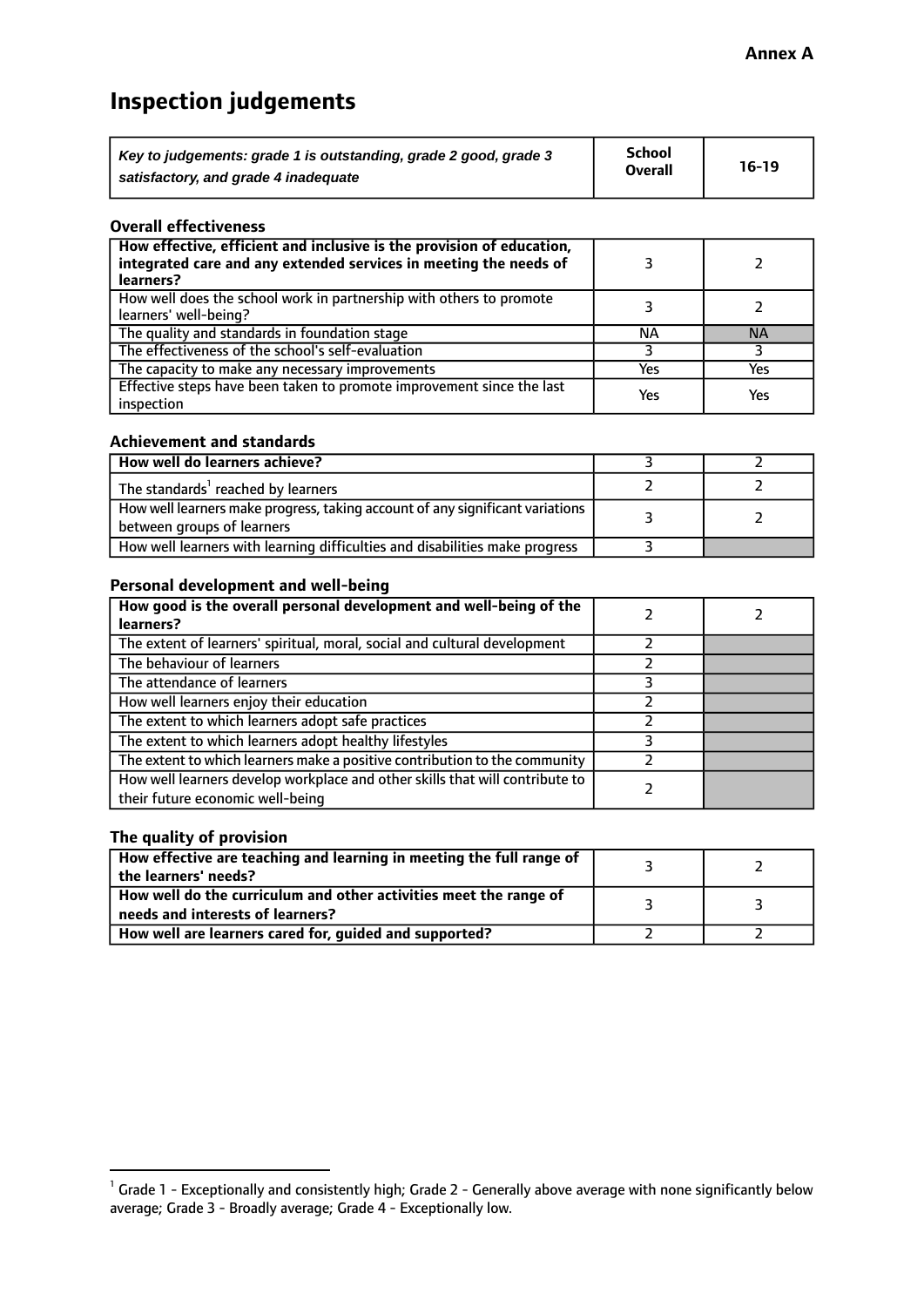**Annex A**

# Inspection judgements

| *Key to judgements: grade 1 is outstanding, grade 2 good, grade 3 satisfactory, and grade 4 inadequate* | School Overall | 16-19 |
|---|---|---|

### Overall effectiveness

| | | |
|---|---|---|
| **How effective, efficient and inclusive is the provision of education, integrated care and any extended services in meeting the needs of learners?** | 3 | 2 |
| How well does the school work in partnership with others to promote learners' well-being? | 3 | 2 |
| The quality and standards in foundation stage | NA | NA |
| The effectiveness of the school's self-evaluation | 3 | 3 |
| The capacity to make any necessary improvements | Yes | Yes |
| Effective steps have been taken to promote improvement since the last inspection | Yes | Yes |

### Achievement and standards

| | | |
|---|---|---|
| **How well do learners achieve?** | 3 | 2 |
| The standards[1] reached by learners | 2 | 2 |
| How well learners make progress, taking account of any significant variations between groups of learners | 3 | 2 |
| How well learners with learning difficulties and disabilities make progress | 3 | |

### Personal development and well-being

| | | |
|---|---|---|
| **How good is the overall personal development and well-being of the learners?** | 2 | 2 |
| The extent of learners' spiritual, moral, social and cultural development | 2 | |
| The behaviour of learners | 2 | |
| The attendance of learners | 3 | |
| How well learners enjoy their education | 2 | |
| The extent to which learners adopt safe practices | 2 | |
| The extent to which learners adopt healthy lifestyles | 3 | |
| The extent to which learners make a positive contribution to the community | 2 | |
| How well learners develop workplace and other skills that will contribute to their future economic well-being | 2 | |

### The quality of provision

| | | |
|---|---|---|
| **How effective are teaching and learning in meeting the full range of the learners' needs?** | 3 | 2 |
| **How well do the curriculum and other activities meet the range of needs and interests of learners?** | 3 | 3 |
| **How well are learners cared for, guided and supported?** | 2 | 2 |

[1] Grade 1 - Exceptionally and consistently high; Grade 2 - Generally above average with none significantly below average; Grade 3 - Broadly average; Grade 4 - Exceptionally low.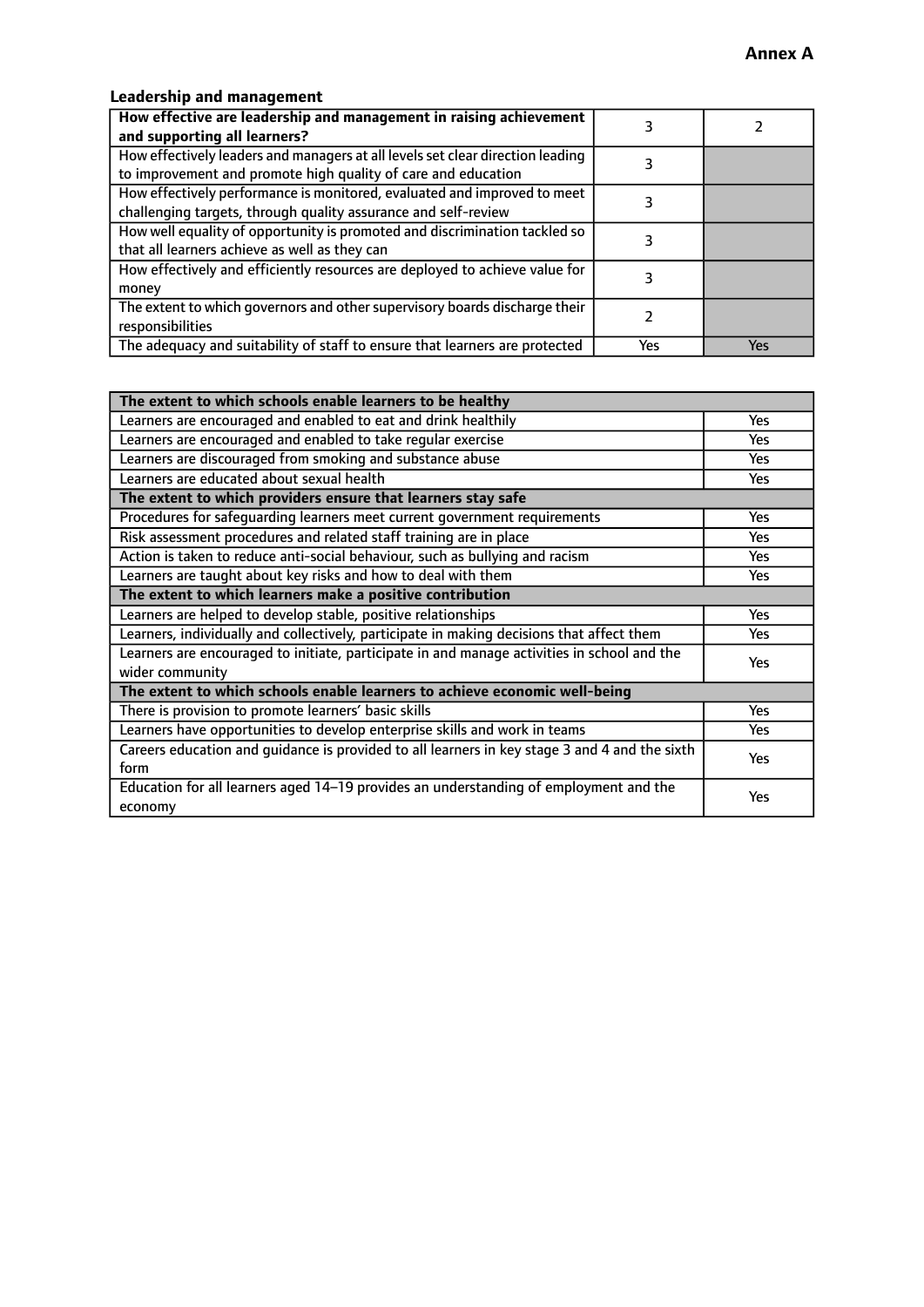**Annex A**

### Leadership and management

| How effective are leadership and management in raising achievement and supporting all learners? | 3 | 2 |
|---|---|---|
| How effectively leaders and managers at all levels set clear direction leading to improvement and promote high quality of care and education | 3 | |
| How effectively performance is monitored, evaluated and improved to meet challenging targets, through quality assurance and self-review | 3 | |
| How well equality of opportunity is promoted and discrimination tackled so that all learners achieve as well as they can | 3 | |
| How effectively and efficiently resources are deployed to achieve value for money | 3 | |
| The extent to which governors and other supervisory boards discharge their responsibilities | 2 | |
| The adequacy and suitability of staff to ensure that learners are protected | Yes | Yes |

| **The extent to which schools enable learners to be healthy** | |
|---|---|
| Learners are encouraged and enabled to eat and drink healthily | Yes |
| Learners are encouraged and enabled to take regular exercise | Yes |
| Learners are discouraged from smoking and substance abuse | Yes |
| Learners are educated about sexual health | Yes |
| **The extent to which providers ensure that learners stay safe** | |
| Procedures for safeguarding learners meet current government requirements | Yes |
| Risk assessment procedures and related staff training are in place | Yes |
| Action is taken to reduce anti-social behaviour, such as bullying and racism | Yes |
| Learners are taught about key risks and how to deal with them | Yes |
| **The extent to which learners make a positive contribution** | |
| Learners are helped to develop stable, positive relationships | Yes |
| Learners, individually and collectively, participate in making decisions that affect them | Yes |
| Learners are encouraged to initiate, participate in and manage activities in school and the wider community | Yes |
| **The extent to which schools enable learners to achieve economic well-being** | |
| There is provision to promote learners' basic skills | Yes |
| Learners have opportunities to develop enterprise skills and work in teams | Yes |
| Careers education and guidance is provided to all learners in key stage 3 and 4 and the sixth form | Yes |
| Education for all learners aged 14–19 provides an understanding of employment and the economy | Yes |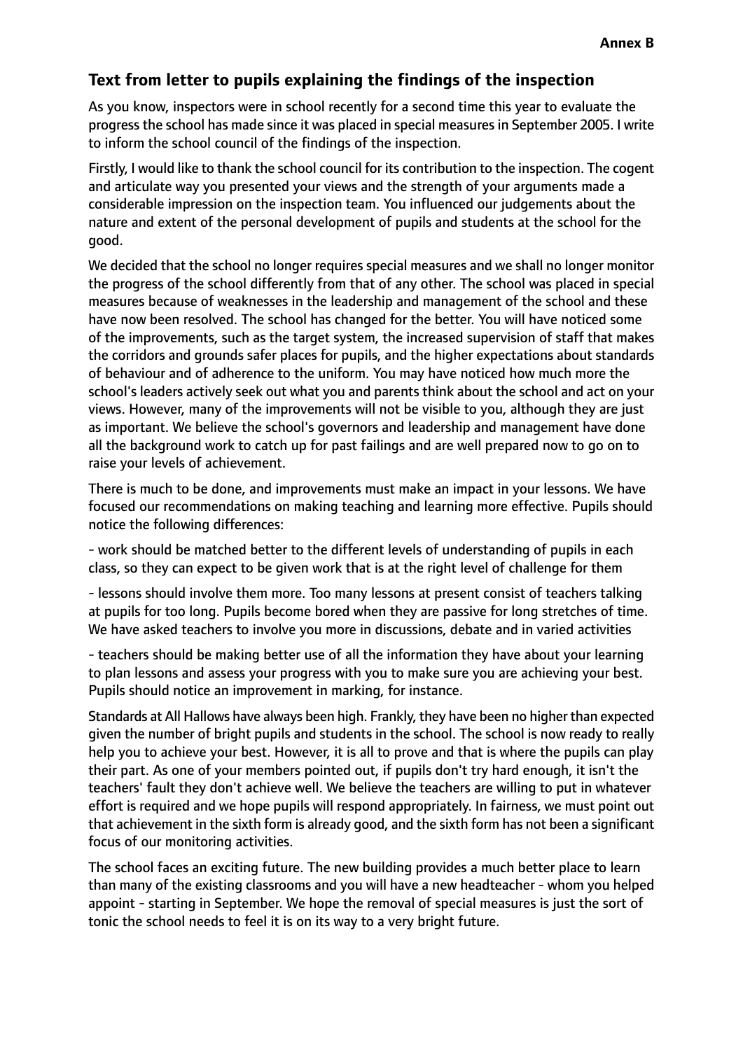**Annex B**

## Text from letter to pupils explaining the findings of the inspection

As you know, inspectors were in school recently for a second time this year to evaluate the progress the school has made since it was placed in special measures in September 2005. I write to inform the school council of the findings of the inspection.

Firstly, I would like to thank the school council for its contribution to the inspection. The cogent and articulate way you presented your views and the strength of your arguments made a considerable impression on the inspection team. You influenced our judgements about the nature and extent of the personal development of pupils and students at the school for the good.

We decided that the school no longer requires special measures and we shall no longer monitor the progress of the school differently from that of any other. The school was placed in special measures because of weaknesses in the leadership and management of the school and these have now been resolved. The school has changed for the better. You will have noticed some of the improvements, such as the target system, the increased supervision of staff that makes the corridors and grounds safer places for pupils, and the higher expectations about standards of behaviour and of adherence to the uniform. You may have noticed how much more the school's leaders actively seek out what you and parents think about the school and act on your views. However, many of the improvements will not be visible to you, although they are just as important. We believe the school's governors and leadership and management have done all the background work to catch up for past failings and are well prepared now to go on to raise your levels of achievement.

There is much to be done, and improvements must make an impact in your lessons. We have focused our recommendations on making teaching and learning more effective. Pupils should notice the following differences:

- work should be matched better to the different levels of understanding of pupils in each class, so they can expect to be given work that is at the right level of challenge for them

- lessons should involve them more. Too many lessons at present consist of teachers talking at pupils for too long. Pupils become bored when they are passive for long stretches of time. We have asked teachers to involve you more in discussions, debate and in varied activities

- teachers should be making better use of all the information they have about your learning to plan lessons and assess your progress with you to make sure you are achieving your best. Pupils should notice an improvement in marking, for instance.

Standards at All Hallows have always been high. Frankly, they have been no higher than expected given the number of bright pupils and students in the school. The school is now ready to really help you to achieve your best. However, it is all to prove and that is where the pupils can play their part. As one of your members pointed out, if pupils don't try hard enough, it isn't the teachers' fault they don't achieve well. We believe the teachers are willing to put in whatever effort is required and we hope pupils will respond appropriately. In fairness, we must point out that achievement in the sixth form is already good, and the sixth form has not been a significant focus of our monitoring activities.

The school faces an exciting future. The new building provides a much better place to learn than many of the existing classrooms and you will have a new headteacher - whom you helped appoint - starting in September. We hope the removal of special measures is just the sort of tonic the school needs to feel it is on its way to a very bright future.